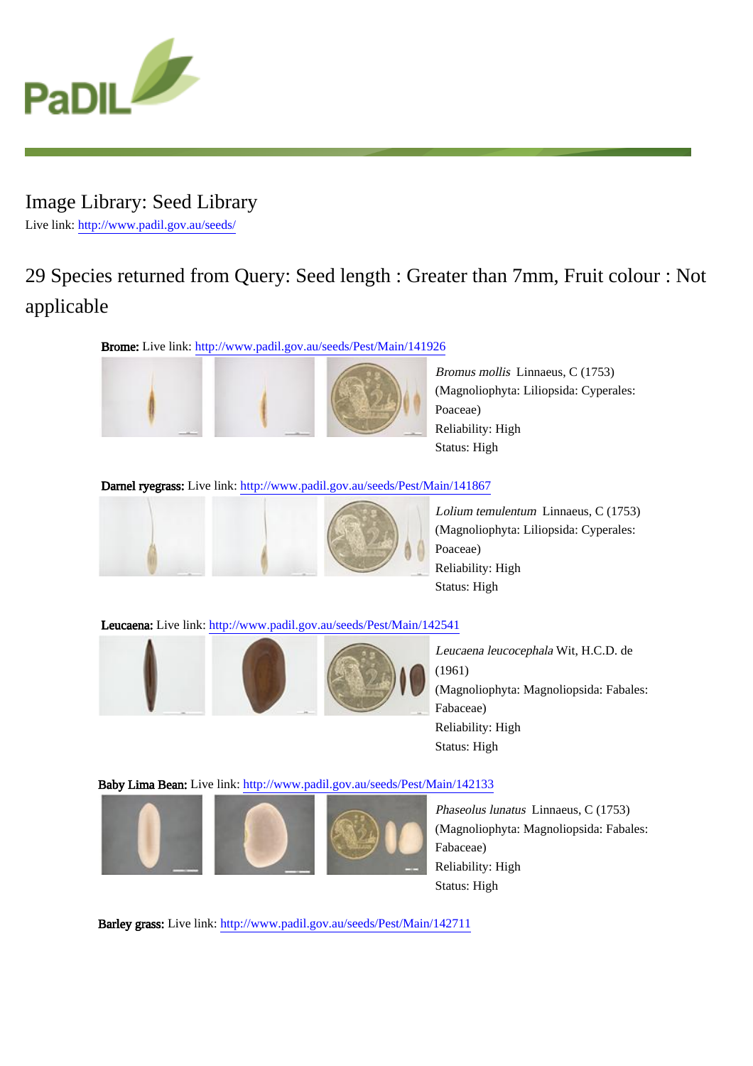# Image Library: Seed Library

Live link: http://www.padil.gov.au/seeds/

## 29 Species returned from Query: Seed length : Greater than 7mm, Fruit colour : Not applicable

**Brome:** Live link: http://www.padil.gov.au/seeds/Pest/Main/141926

*Bromus mollis* Linnaeus, C (1753)
(Magnoliophyta: Liliopsida: Cyperales: Poaceae)
Reliability: High
Status: High

**Darnel ryegrass:** Live link: http://www.padil.gov.au/seeds/Pest/Main/141867

*Lolium temulentum* Linnaeus, C (1753)
(Magnoliophyta: Liliopsida: Cyperales: Poaceae)
Reliability: High
Status: High

**Leucaena:** Live link: http://www.padil.gov.au/seeds/Pest/Main/142541

*Leucaena leucocephala* Wit, H.C.D. de (1961)
(Magnoliophyta: Magnoliopsida: Fabales: Fabaceae)
Reliability: High
Status: High

**Baby Lima Bean:** Live link: http://www.padil.gov.au/seeds/Pest/Main/142133

*Phaseolus lunatus* Linnaeus, C (1753)
(Magnoliophyta: Magnoliopsida: Fabales: Fabaceae)
Reliability: High
Status: High

**Barley grass:** Live link: http://www.padil.gov.au/seeds/Pest/Main/142711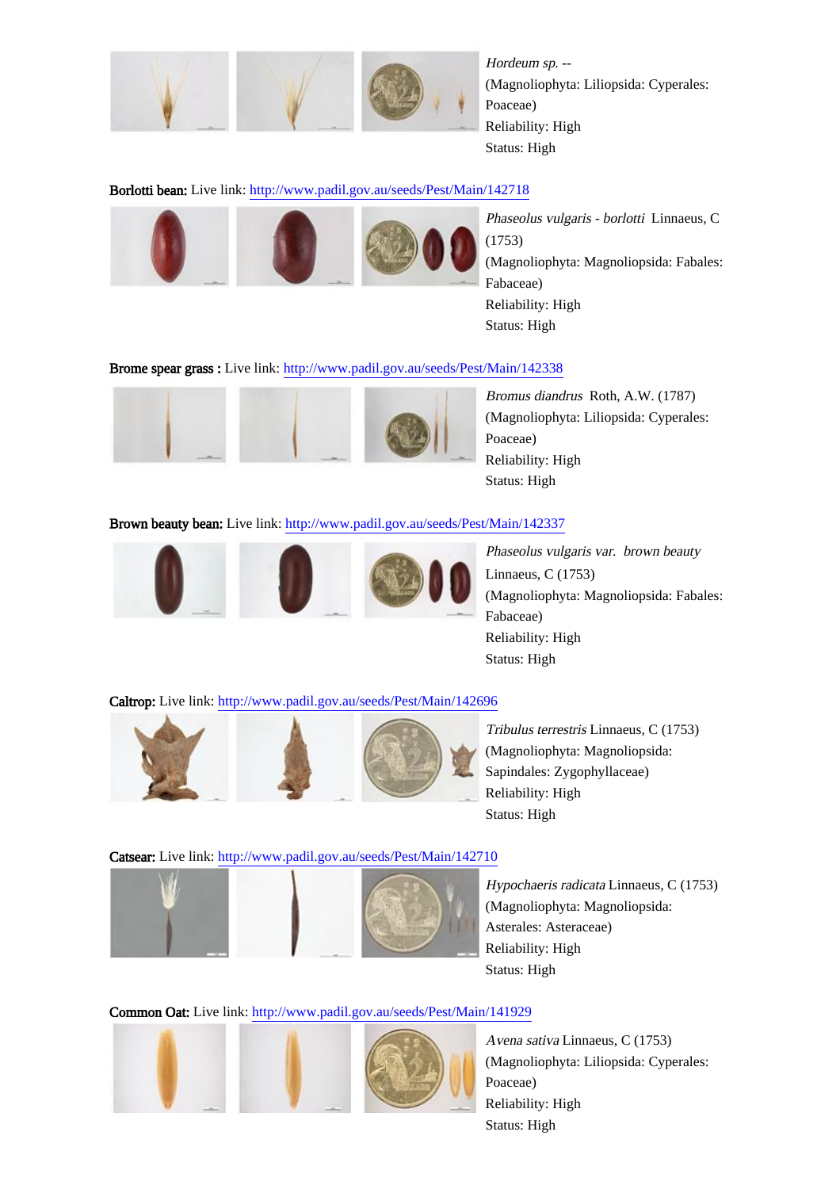*Hordeum sp.* --
(Magnoliophyta: Liliopsida: Cyperales: Poaceae)
Reliability: High
Status: High

**Borlotti bean:** Live link: http://www.padil.gov.au/seeds/Pest/Main/142718

*Phaseolus vulgaris - borlotti* Linnaeus, C (1753)
(Magnoliophyta: Magnoliopsida: Fabales: Fabaceae)
Reliability: High
Status: High

**Brome spear grass :** Live link: http://www.padil.gov.au/seeds/Pest/Main/142338

*Bromus diandrus* Roth, A.W. (1787)
(Magnoliophyta: Liliopsida: Cyperales: Poaceae)
Reliability: High
Status: High

**Brown beauty bean:** Live link: http://www.padil.gov.au/seeds/Pest/Main/142337

*Phaseolus vulgaris var. brown beauty* Linnaeus, C (1753)
(Magnoliophyta: Magnoliopsida: Fabales: Fabaceae)
Reliability: High
Status: High

**Caltrop:** Live link: http://www.padil.gov.au/seeds/Pest/Main/142696

*Tribulus terrestris* Linnaeus, C (1753)
(Magnoliophyta: Magnoliopsida: Sapindales: Zygophyllaceae)
Reliability: High
Status: High

**Catsear:** Live link: http://www.padil.gov.au/seeds/Pest/Main/142710

*Hypochaeris radicata* Linnaeus, C (1753)
(Magnoliophyta: Magnoliopsida: Asterales: Asteraceae)
Reliability: High
Status: High

**Common Oat:** Live link: http://www.padil.gov.au/seeds/Pest/Main/141929

*Avena sativa* Linnaeus, C (1753)
(Magnoliophyta: Liliopsida: Cyperales: Poaceae)
Reliability: High
Status: High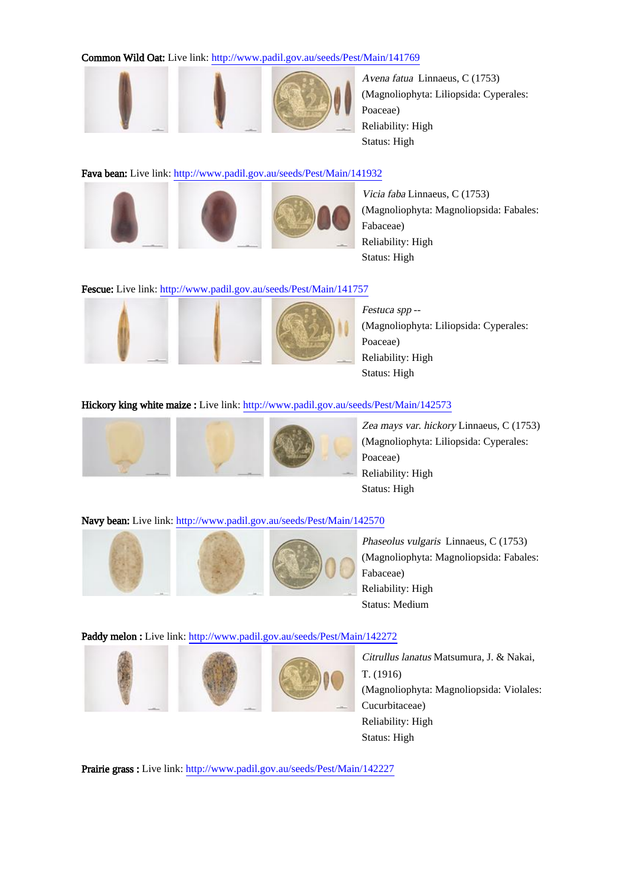**Common Wild Oat:** Live link: http://www.padil.gov.au/seeds/Pest/Main/141769

*Avena fatua* Linnaeus, C (1753)
(Magnoliophyta: Liliopsida: Cyperales: Poaceae)
Reliability: High
Status: High

**Fava bean:** Live link: http://www.padil.gov.au/seeds/Pest/Main/141932

*Vicia faba* Linnaeus, C (1753)
(Magnoliophyta: Magnoliopsida: Fabales: Fabaceae)
Reliability: High
Status: High

**Fescue:** Live link: http://www.padil.gov.au/seeds/Pest/Main/141757

*Festuca spp* --
(Magnoliophyta: Liliopsida: Cyperales: Poaceae)
Reliability: High
Status: High

**Hickory king white maize :** Live link: http://www.padil.gov.au/seeds/Pest/Main/142573

*Zea mays var. hickory* Linnaeus, C (1753)
(Magnoliophyta: Liliopsida: Cyperales: Poaceae)
Reliability: High
Status: High

**Navy bean:** Live link: http://www.padil.gov.au/seeds/Pest/Main/142570

*Phaseolus vulgaris* Linnaeus, C (1753)
(Magnoliophyta: Magnoliopsida: Fabales: Fabaceae)
Reliability: High
Status: Medium

**Paddy melon :** Live link: http://www.padil.gov.au/seeds/Pest/Main/142272

*Citrullus lanatus* Matsumura, J. & Nakai, T. (1916)
(Magnoliophyta: Magnoliopsida: Violales: Cucurbitaceae)
Reliability: High
Status: High

**Prairie grass :** Live link: http://www.padil.gov.au/seeds/Pest/Main/142227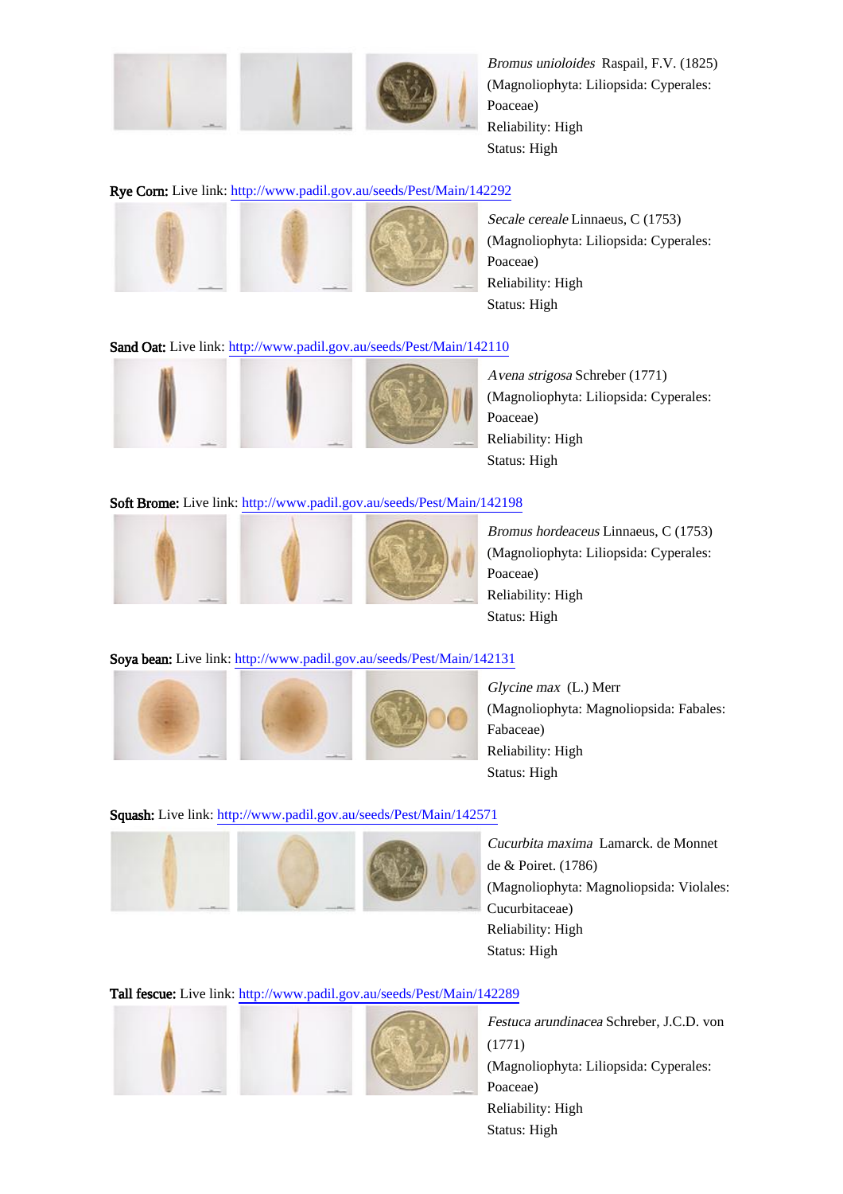*Bromus unioloides* Raspail, F.V. (1825)
(Magnoliophyta: Liliopsida: Cyperales: Poaceae)
Reliability: High
Status: High

**Rye Corn:** Live link: http://www.padil.gov.au/seeds/Pest/Main/142292

*Secale cereale* Linnaeus, C (1753)
(Magnoliophyta: Liliopsida: Cyperales: Poaceae)
Reliability: High
Status: High

**Sand Oat:** Live link: http://www.padil.gov.au/seeds/Pest/Main/142110

*Avena strigosa* Schreber (1771)
(Magnoliophyta: Liliopsida: Cyperales: Poaceae)
Reliability: High
Status: High

**Soft Brome:** Live link: http://www.padil.gov.au/seeds/Pest/Main/142198

*Bromus hordeaceus* Linnaeus, C (1753)
(Magnoliophyta: Liliopsida: Cyperales: Poaceae)
Reliability: High
Status: High

**Soya bean:** Live link: http://www.padil.gov.au/seeds/Pest/Main/142131

*Glycine max* (L.) Merr
(Magnoliophyta: Magnoliopsida: Fabales: Fabaceae)
Reliability: High
Status: High

**Squash:** Live link: http://www.padil.gov.au/seeds/Pest/Main/142571

*Cucurbita maxima* Lamarck. de Monnet de & Poiret. (1786)
(Magnoliophyta: Magnoliopsida: Violales: Cucurbitaceae)
Reliability: High
Status: High

**Tall fescue:** Live link: http://www.padil.gov.au/seeds/Pest/Main/142289

*Festuca arundinacea* Schreber, J.C.D. von (1771)
(Magnoliophyta: Liliopsida: Cyperales: Poaceae)
Reliability: High
Status: High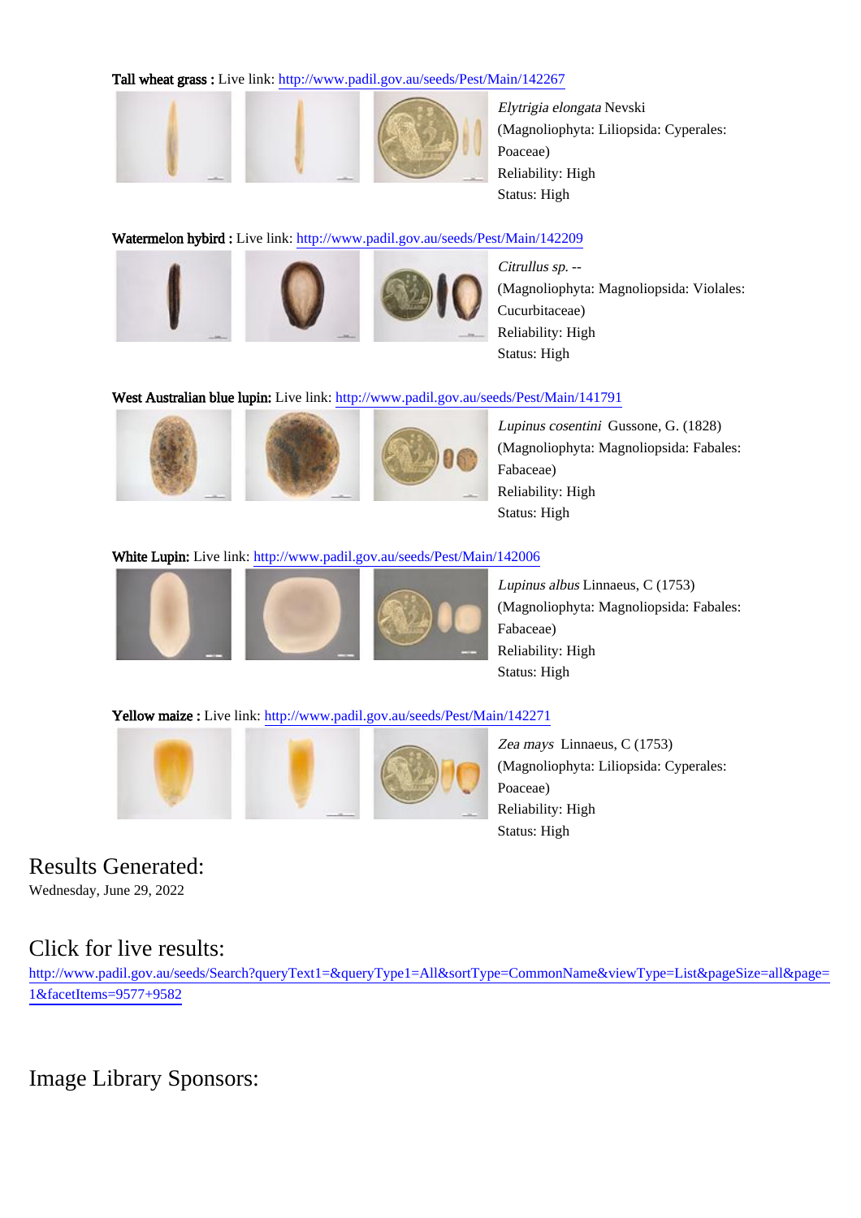**Tall wheat grass :** Live link: http://www.padil.gov.au/seeds/Pest/Main/142267

*Elytrigia elongata* Nevski
(Magnoliophyta: Liliopsida: Cyperales: Poaceae)
Reliability: High
Status: High

**Watermelon hybird :** Live link: http://www.padil.gov.au/seeds/Pest/Main/142209

*Citrullus sp.* --
(Magnoliophyta: Magnoliopsida: Violales: Cucurbitaceae)
Reliability: High
Status: High

**West Australian blue lupin:** Live link: http://www.padil.gov.au/seeds/Pest/Main/141791

*Lupinus cosentini* Gussone, G. (1828)
(Magnoliophyta: Magnoliopsida: Fabales: Fabaceae)
Reliability: High
Status: High

**White Lupin:** Live link: http://www.padil.gov.au/seeds/Pest/Main/142006

*Lupinus albus* Linnaeus, C (1753)
(Magnoliophyta: Magnoliopsida: Fabales: Fabaceae)
Reliability: High
Status: High

**Yellow maize :** Live link: http://www.padil.gov.au/seeds/Pest/Main/142271

*Zea mays* Linnaeus, C (1753)
(Magnoliophyta: Liliopsida: Cyperales: Poaceae)
Reliability: High
Status: High

## Results Generated:

Wednesday, June 29, 2022

## Click for live results:

http://www.padil.gov.au/seeds/Search?queryText1=&queryType1=All&sortType=CommonName&viewType=List&pageSize=all&page=1&facetItems=9577+9582

## Image Library Sponsors: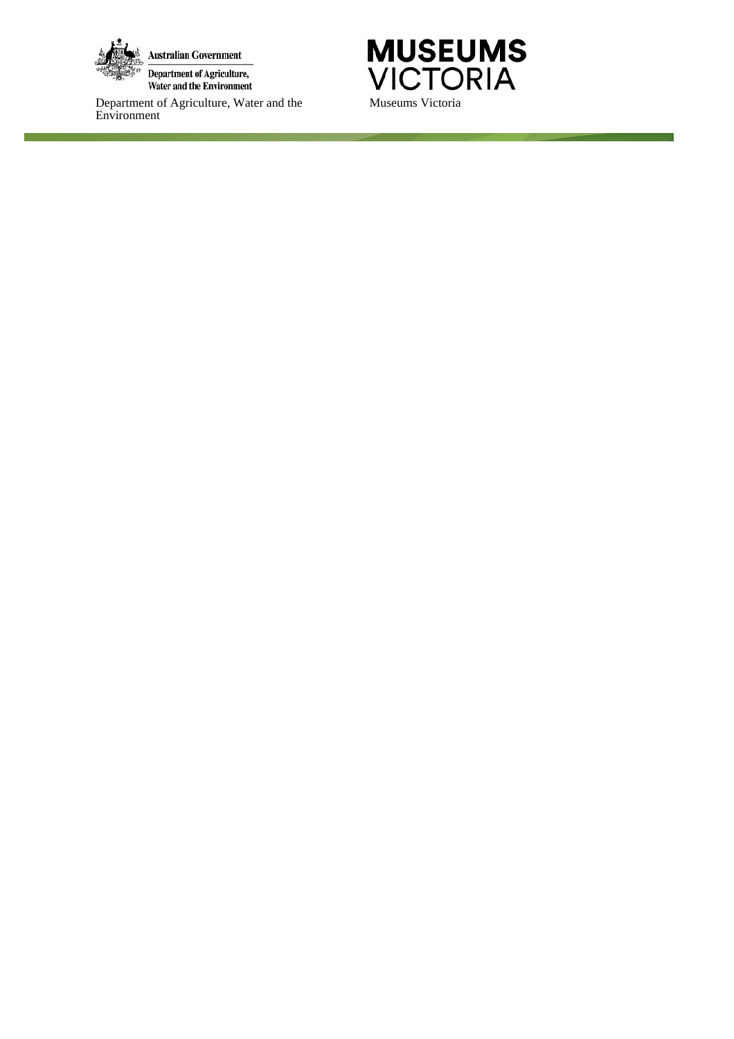Department of Agriculture, Water and the Environment

Museums Victoria